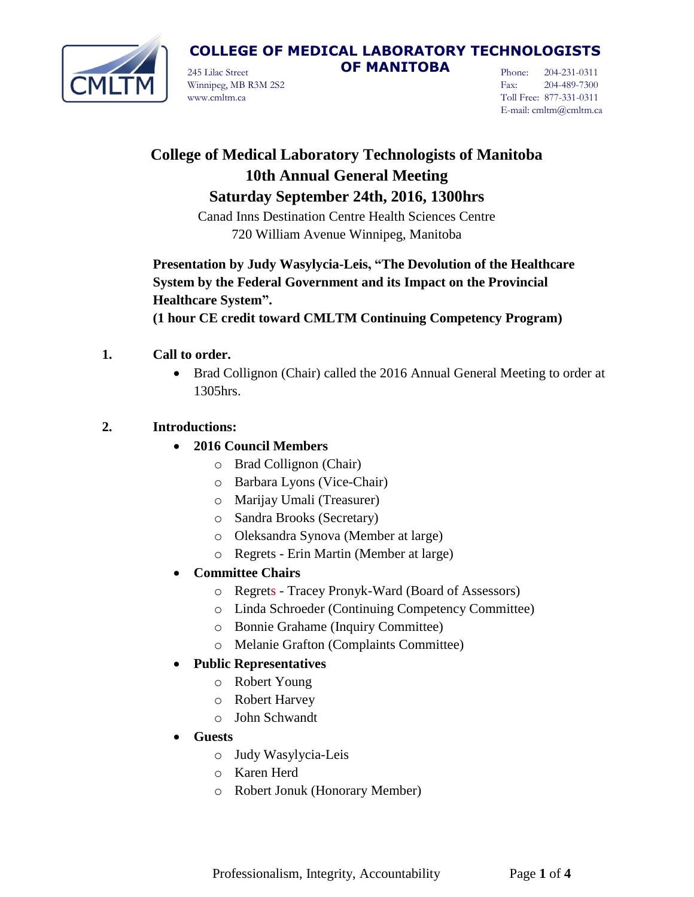**COLLEGE OF MEDICAL LABORATORY TECHNOLOGISTS OF MANITOBA**

245 Lilac Street
Winnipeg, MB R3M 2S2
www.cmltm.ca

Phone: 204-231-0311
Fax: 204-489-7300
Toll Free: 877-331-0311
E-mail: cmltm@cmltm.ca

# College of Medical Laboratory Technologists of Manitoba
## 10th Annual General Meeting
## Saturday September 24th, 2016, 1300hrs

Canad Inns Destination Centre Health Sciences Centre
720 William Avenue Winnipeg, Manitoba

**Presentation by Judy Wasylycia-Leis, "The Devolution of the Healthcare System by the Federal Government and its Impact on the Provincial Healthcare System".**
**(1 hour CE credit toward CMLTM Continuing Competency Program)**

**1. Call to order.**

- Brad Collignon (Chair) called the 2016 Annual General Meeting to order at 1305hrs.

**2. Introductions:**

- **2016 Council Members**
  - Brad Collignon (Chair)
  - Barbara Lyons (Vice-Chair)
  - Marijay Umali (Treasurer)
  - Sandra Brooks (Secretary)
  - Oleksandra Synova (Member at large)
  - Regrets - Erin Martin (Member at large)
- **Committee Chairs**
  - Regrets - Tracey Pronyk-Ward (Board of Assessors)
  - Linda Schroeder (Continuing Competency Committee)
  - Bonnie Grahame (Inquiry Committee)
  - Melanie Grafton (Complaints Committee)
- **Public Representatives**
  - Robert Young
  - Robert Harvey
  - John Schwandt
- **Guests**
  - Judy Wasylycia-Leis
  - Karen Herd
  - Robert Jonuk (Honorary Member)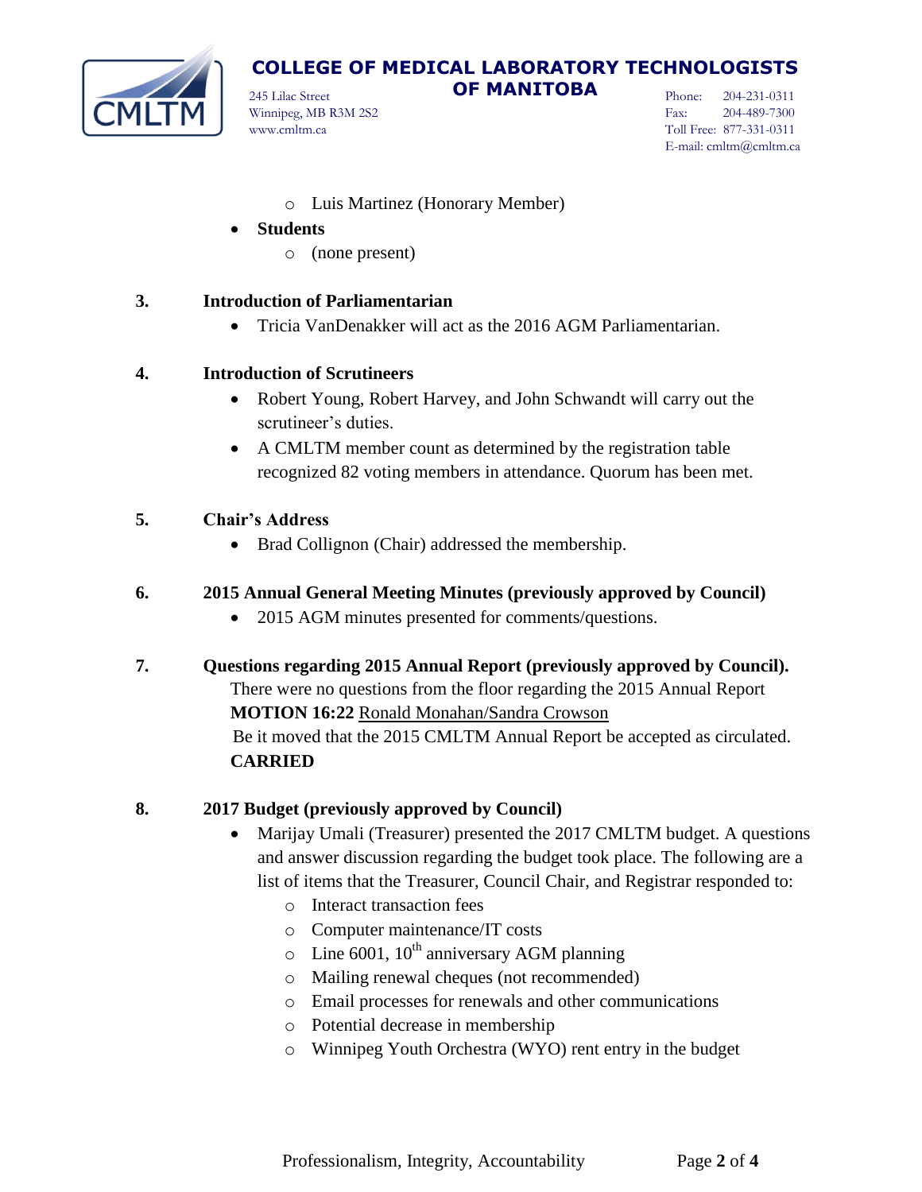- Luis Martinez (Honorary Member)
- **Students**
   - (none present)

## 3. Introduction of Parliamentarian

- Tricia VanDenakker will act as the 2016 AGM Parliamentarian.

## 4. Introduction of Scrutineers

- Robert Young, Robert Harvey, and John Schwandt will carry out the scrutineer's duties.
- A CMLTM member count as determined by the registration table recognized 82 voting members in attendance. Quorum has been met.

## 5. Chair's Address

- Brad Collignon (Chair) addressed the membership.

## 6. 2015 Annual General Meeting Minutes (previously approved by Council)

- 2015 AGM minutes presented for comments/questions.

## 7. Questions regarding 2015 Annual Report (previously approved by Council).

There were no questions from the floor regarding the 2015 Annual Report

**MOTION 16:22** Ronald Monahan/Sandra Crowson

Be it moved that the 2015 CMLTM Annual Report be accepted as circulated.

**CARRIED**

## 8. 2017 Budget (previously approved by Council)

- Marijay Umali (Treasurer) presented the 2017 CMLTM budget. A questions and answer discussion regarding the budget took place. The following are a list of items that the Treasurer, Council Chair, and Registrar responded to:
   - Interact transaction fees
   - Computer maintenance/IT costs
   - Line 6001, 10th anniversary AGM planning
   - Mailing renewal cheques (not recommended)
   - Email processes for renewals and other communications
   - Potential decrease in membership
   - Winnipeg Youth Orchestra (WYO) rent entry in the budget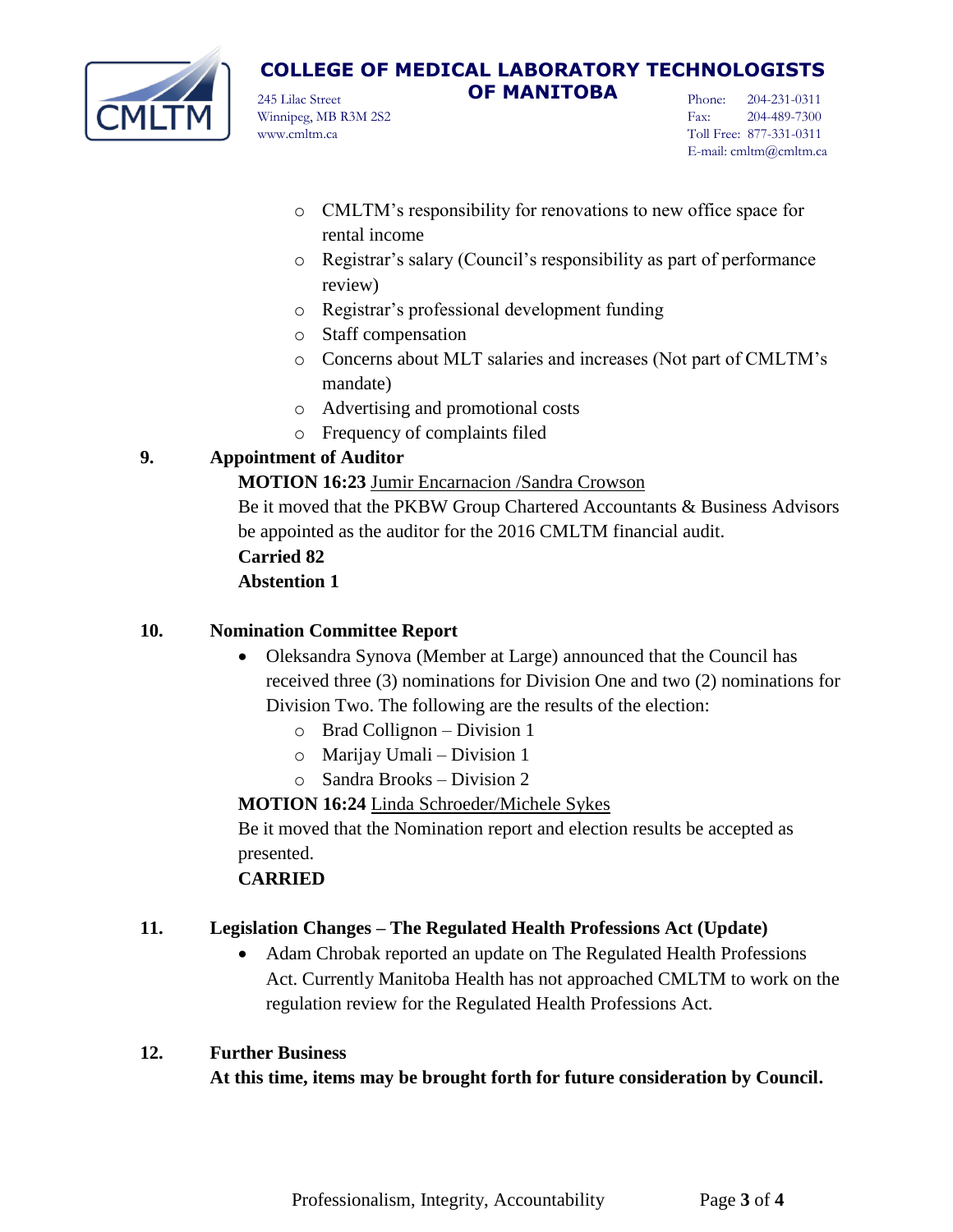- CMLTM's responsibility for renovations to new office space for rental income
- Registrar's salary (Council's responsibility as part of performance review)
- Registrar's professional development funding
- Staff compensation
- Concerns about MLT salaries and increases (Not part of CMLTM's mandate)
- Advertising and promotional costs
- Frequency of complaints filed

**9. Appointment of Auditor**

**MOTION 16:23** Jumir Encarnacion /Sandra Crowson

Be it moved that the PKBW Group Chartered Accountants & Business Advisors be appointed as the auditor for the 2016 CMLTM financial audit.

**Carried 82**

**Abstention 1**

**10. Nomination Committee Report**

- Oleksandra Synova (Member at Large) announced that the Council has received three (3) nominations for Division One and two (2) nominations for Division Two. The following are the results of the election:
  - Brad Collignon – Division 1
  - Marijay Umali – Division 1
  - Sandra Brooks – Division 2

**MOTION 16:24** Linda Schroeder/Michele Sykes

Be it moved that the Nomination report and election results be accepted as presented.

**CARRIED**

**11. Legislation Changes – The Regulated Health Professions Act (Update)**

- Adam Chrobak reported an update on The Regulated Health Professions Act. Currently Manitoba Health has not approached CMLTM to work on the regulation review for the Regulated Health Professions Act.

**12. Further Business**

**At this time, items may be brought forth for future consideration by Council.**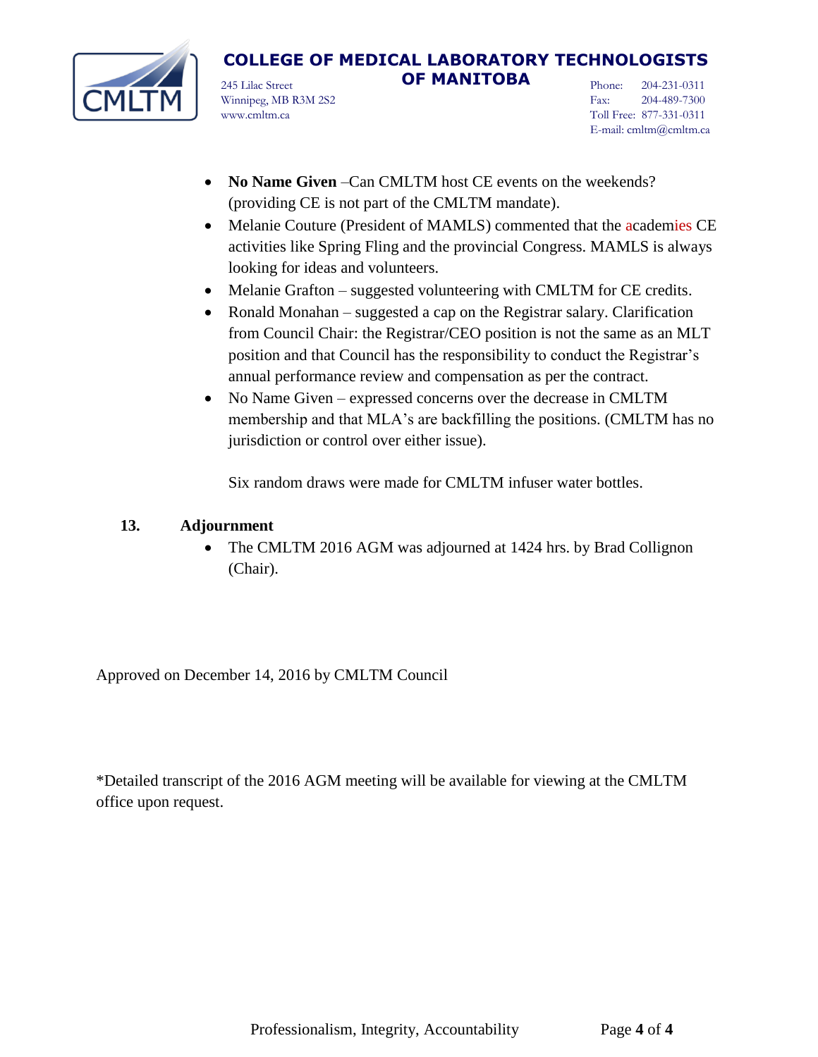- **No Name Given** –Can CMLTM host CE events on the weekends? (providing CE is not part of the CMLTM mandate).
- Melanie Couture (President of MAMLS) commented that the academies CE activities like Spring Fling and the provincial Congress. MAMLS is always looking for ideas and volunteers.
- Melanie Grafton – suggested volunteering with CMLTM for CE credits.
- Ronald Monahan – suggested a cap on the Registrar salary. Clarification from Council Chair: the Registrar/CEO position is not the same as an MLT position and that Council has the responsibility to conduct the Registrar's annual performance review and compensation as per the contract.
- No Name Given – expressed concerns over the decrease in CMLTM membership and that MLA's are backfilling the positions. (CMLTM has no jurisdiction or control over either issue).

Six random draws were made for CMLTM infuser water bottles.

**13. Adjournment**

- The CMLTM 2016 AGM was adjourned at 1424 hrs. by Brad Collignon (Chair).

Approved on December 14, 2016 by CMLTM Council

*Detailed transcript of the 2016 AGM meeting will be available for viewing at the CMLTM office upon request.